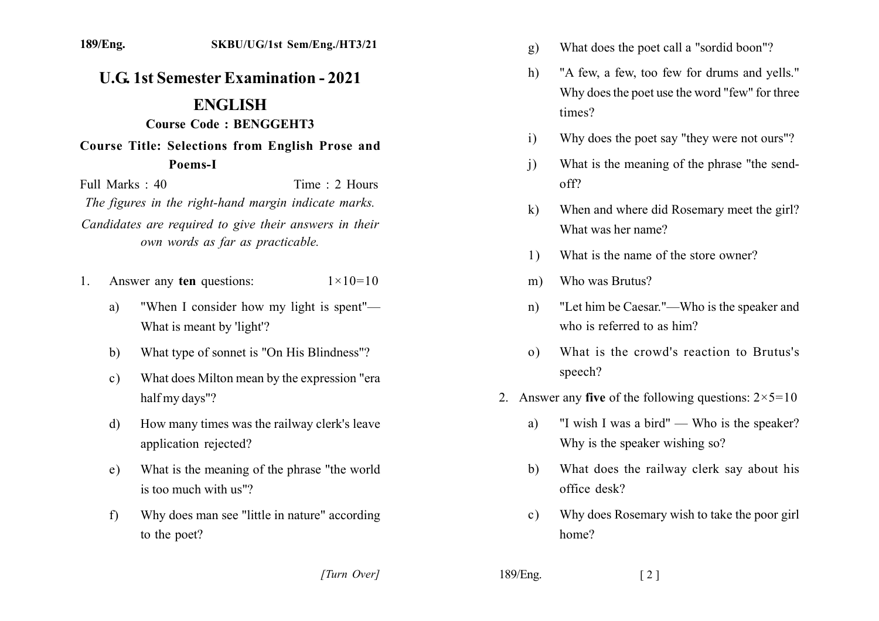# U.G. 1st Semester Examination - 2021

## ENGLISH

**Course Code : BENGGEHT3**

**Course Title: Selections from English Prose and Poems-I**

Full Marks : 40 Time : 2 Hours

*The figures in the right-hand margin indicate marks.*

*Candidates are required to give their answers in their own words as far as practicable.*

1. Answer any **ten** questions: $1 \times 10 = 10$

   a) "When I consider how my light is spent"—What is meant by 'light'?

   b) What type of sonnet is "On His Blindness"?

   c) What does Milton mean by the expression "era half my days"?

   d) How many times was the railway clerk's leave application rejected?

   e) What is the meaning of the phrase "the world is too much with us"?

   f) Why does man see "little in nature" according to the poet?

   g) What does the poet call a "sordid boon"?

   h) "A few, a few, too few for drums and yells." Why does the poet use the word "few" for three times?

   i) Why does the poet say "they were not ours"?

   j) What is the meaning of the phrase "the send-off?

   k) When and where did Rosemary meet the girl? What was her name?

   l) What is the name of the store owner?

   m) Who was Brutus?

   n) "Let him be Caesar."—Who is the speaker and who is referred to as him?

   o) What is the crowd's reaction to Brutus's speech?

2. Answer any **five** of the following questions: $2 \times 5 = 10$

   a) "I wish I was a bird" — Who is the speaker? Why is the speaker wishing so?

   b) What does the railway clerk say about his office desk?

   c) Why does Rosemary wish to take the poor girl home?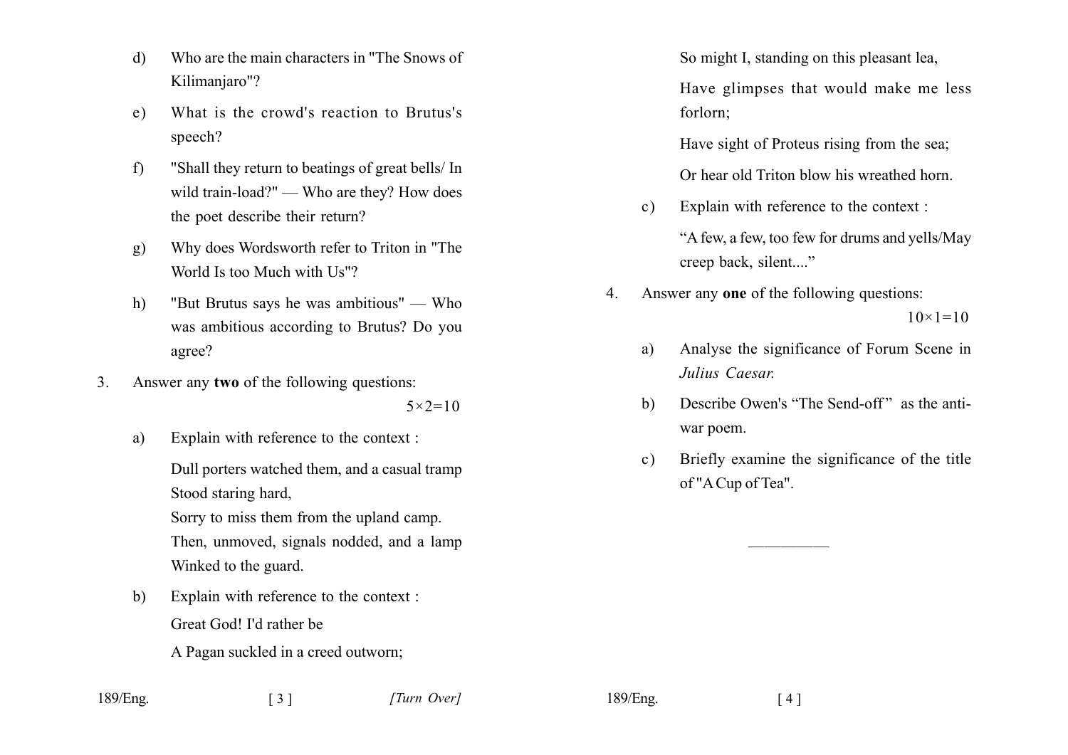d) Who are the main characters in "The Snows of Kilimanjaro"?

e) What is the crowd's reaction to Brutus's speech?

f) "Shall they return to beatings of great bells/ In wild train-load?" — Who are they? How does the poet describe their return?

g) Why does Wordsworth refer to Triton in "The World Is too Much with Us"?

h) "But Brutus says he was ambitious" — Who was ambitious according to Brutus? Do you agree?

3. Answer any **two** of the following questions: 5×2=10

a) Explain with reference to the context :

Dull porters watched them, and a casual tramp
Stood staring hard,
Sorry to miss them from the upland camp.
Then, unmoved, signals nodded, and a lamp
Winked to the guard.

b) Explain with reference to the context :

Great God! I'd rather be
A Pagan suckled in a creed outworn;
So might I, standing on this pleasant lea,
Have glimpses that would make me less forlorn;
Have sight of Proteus rising from the sea;
Or hear old Triton blow his wreathed horn.

c) Explain with reference to the context :

"A few, a few, too few for drums and yells/May creep back, silent...."

4. Answer any **one** of the following questions: 10×1=10

a) Analyse the significance of Forum Scene in *Julius Caesar.*

b) Describe Owen's "The Send-off" as the anti-war poem.

c) Briefly examine the significance of the title of "A Cup of Tea".